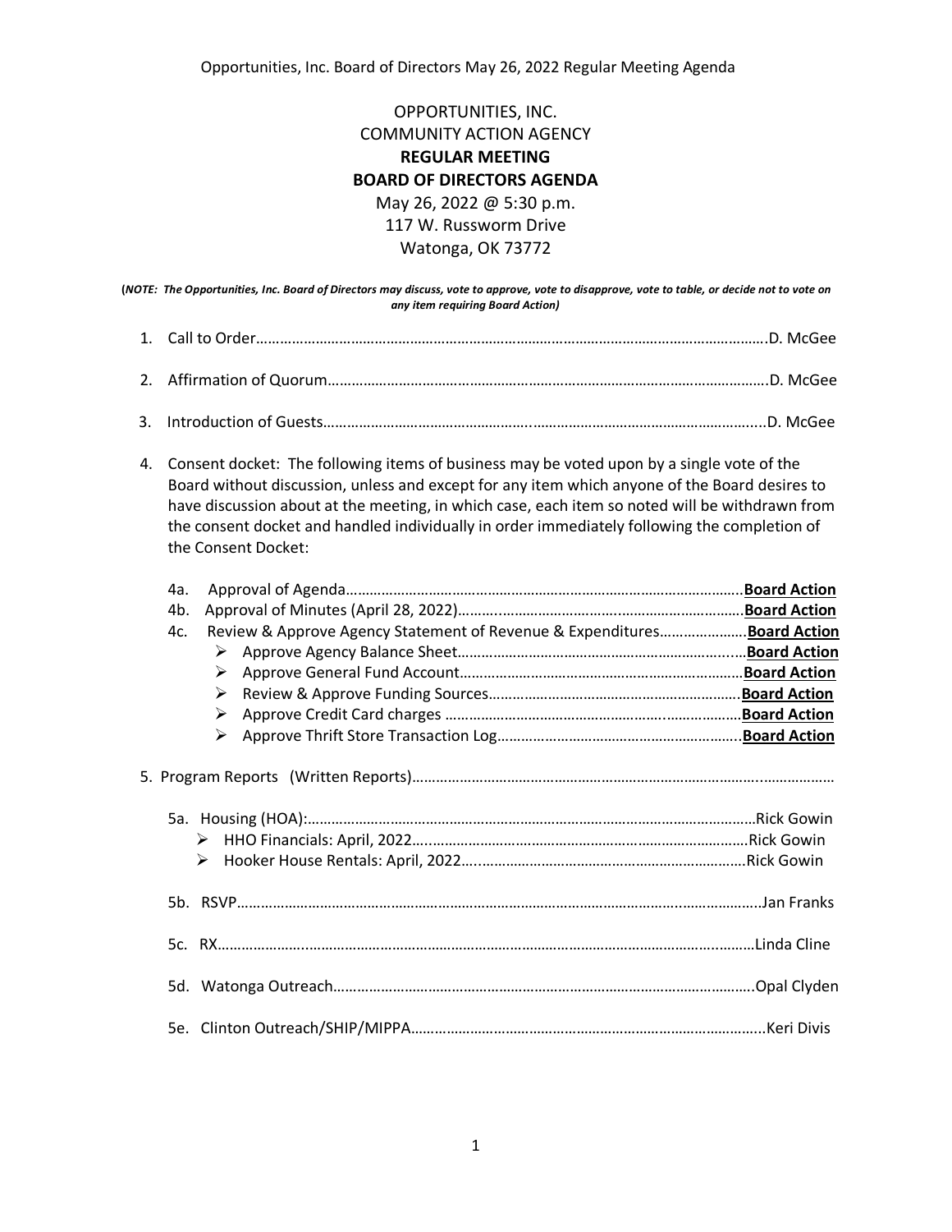OPPORTUNITIES, INC.
COMMUNITY ACTION AGENCY
**REGULAR MEETING**
**BOARD OF DIRECTORS AGENDA**
May 26, 2022 @ 5:30 p.m.
117 W. Russworm Drive
Watonga, OK 73772

(*NOTE: The Opportunities, Inc. Board of Directors may discuss, vote to approve, vote to disapprove, vote to table, or decide not to vote on any item requiring Board Action)*

1. Call to Order……………………………………………………………………………………………………………………….D. McGee

2. Affirmation of Quorum…………………………………………………………………………………………………….D. McGee

3. Introduction of Guests……………………………………………………………………………………………………...D. McGee

4. Consent docket: The following items of business may be voted upon by a single vote of the Board without discussion, unless and except for any item which anyone of the Board desires to have discussion about at the meeting, in which case, each item so noted will be withdrawn from the consent docket and handled individually in order immediately following the completion of the Consent Docket:

   4a. Approval of Agenda………………………………………………………………………………………**Board Action**
   4b. Approval of Minutes (April 28, 2022)…………………………………………………………………**Board Action**
   4c. Review & Approve Agency Statement of Revenue & Expenditures…………………**Board Action**
   - Approve Agency Balance Sheet……………………………………………………………………**Board Action**
   - Approve General Fund Account………………………………………………………………**Board Action**
   - Review & Approve Funding Sources………………………………………………………**Board Action**
   - Approve Credit Card charges ……………………………………………………………………**Board Action**
   - Approve Thrift Store Transaction Log……………………………………………………**Board Action**

5. Program Reports (Written Reports)………………………………………………………………………………………

   5a. Housing (HOA):………………………………………………………………………………………………Rick Gowin
   - HHO Financials: April, 2022……………………………………………………………………………Rick Gowin
   - Hooker House Rentals: April, 2022……………………………………………………………Rick Gowin

   5b. RSVP……………………………………………………………………………………………………………………Jan Franks

   5c. RX…………………………………………………………………………………………………………………………Linda Cline

   5d. Watonga Outreach………………………………………………………………………………………………Opal Clyden

   5e. Clinton Outreach/SHIP/MIPPA………………………………………………………………………………Keri Divis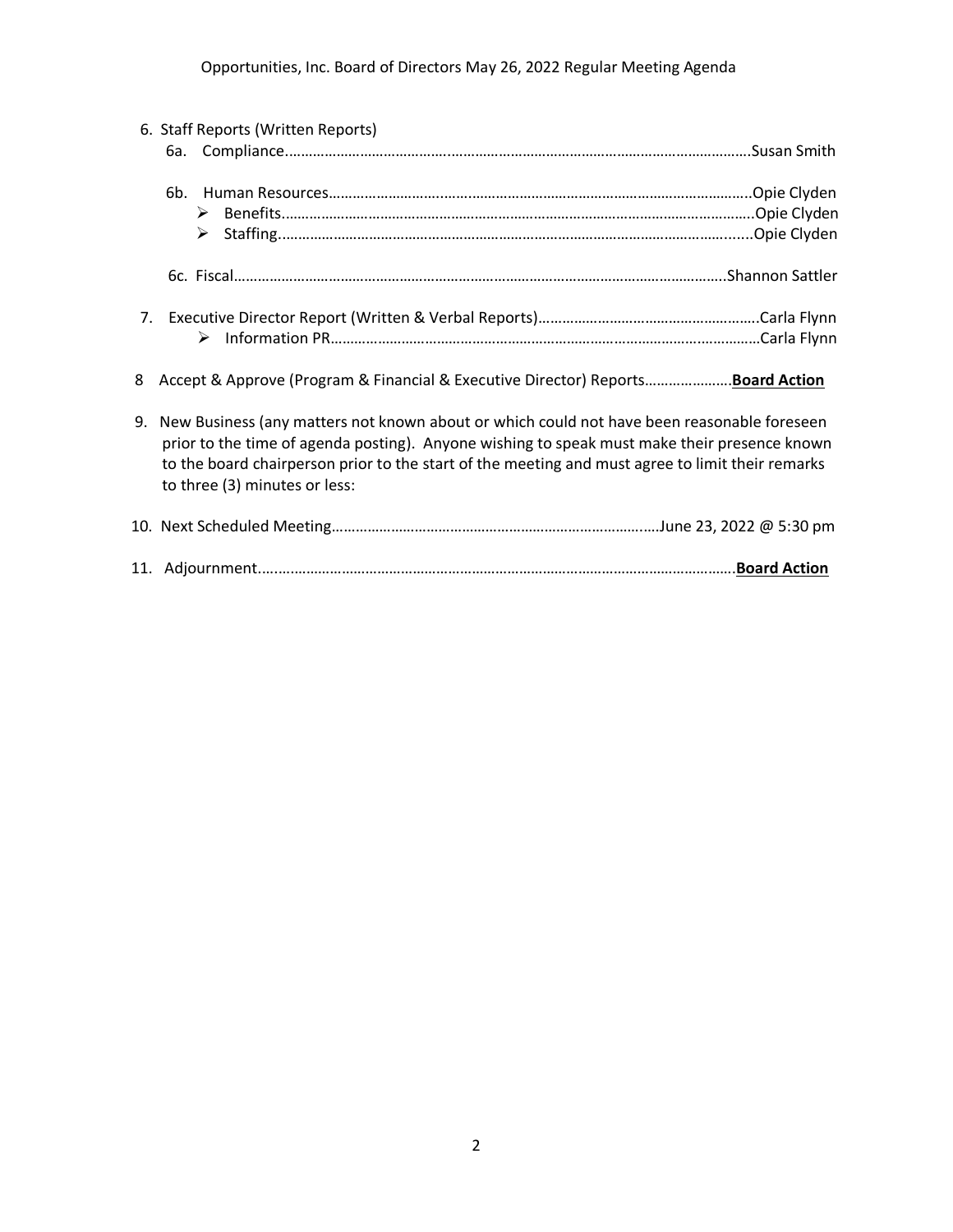6. Staff Reports (Written Reports)
   - 6a. Compliance……………………………………………………………………………………………………Susan Smith
   - 6b. Human Resources……………………………………………………………………………………………..Opie Clyden
     - ➢ Benefits……………………………………………………………………………………………………….Opie Clyden
     - ➢ Staffing……………………………………………………………………………………………………….Opie Clyden
   - 6c. Fiscal……………………………………………………………………………………………………….Shannon Sattler

7. Executive Director Report (Written & Verbal Reports)……………………………………………….Carla Flynn
   - ➢ Information PR……………………………………………………………………………………………Carla Flynn

8 Accept & Approve (Program & Financial & Executive Director) Reports…………………**Board Action**

9. New Business (any matters not known about or which could not have been reasonable foreseen prior to the time of agenda posting). Anyone wishing to speak must make their presence known to the board chairperson prior to the start of the meeting and must agree to limit their remarks to three (3) minutes or less:

10. Next Scheduled Meeting……………………………………………………………………….June 23, 2022 @ 5:30 pm

11. Adjournment…………………………………………………………………………………………………….**Board Action**